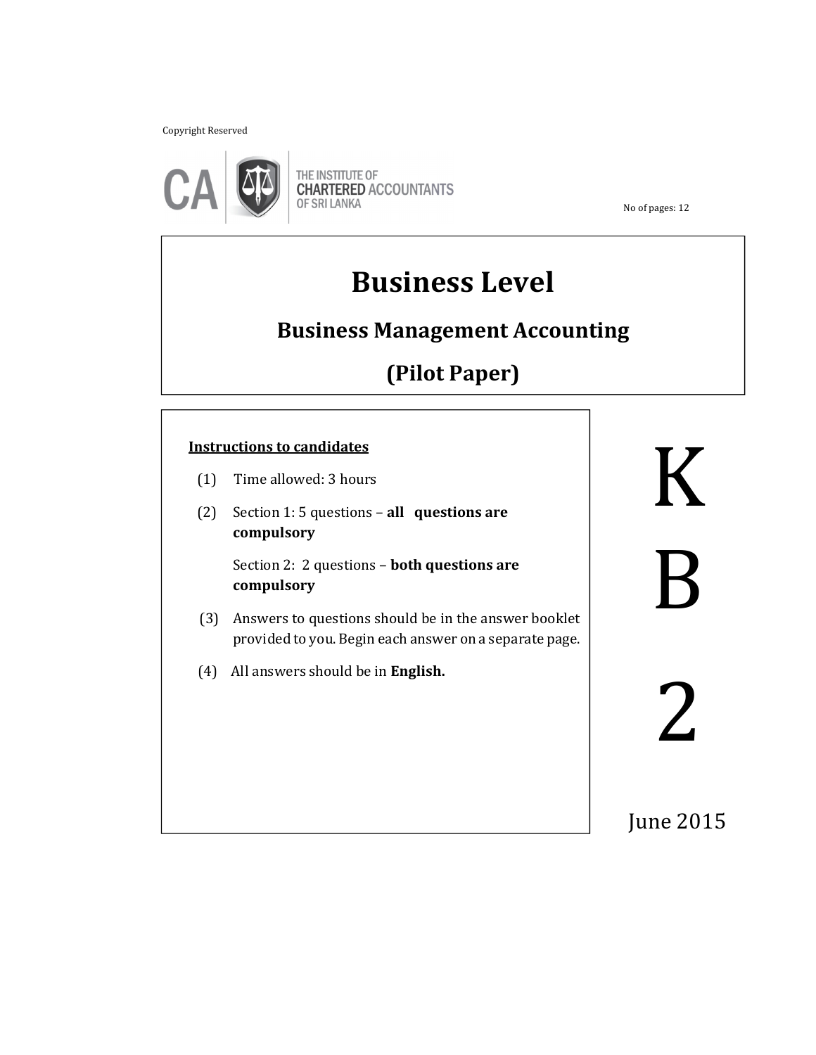Copyright Reserved

THE INSTITUTE OF CHARTERED ACCOUNTANTS OF SRI LANKA

No of pages: 12

# Business Level

## Business Management Accounting

## (Pilot Paper)

**Instructions to candidates**

(1) Time allowed: 3 hours

(2) Section 1: 5 questions – **all questions are compulsory**

Section 2: 2 questions – **both questions are compulsory**

(3) Answers to questions should be in the answer booklet provided to you. Begin each answer on a separate page.

(4) All answers should be in **English.**

K

B

2

June 2015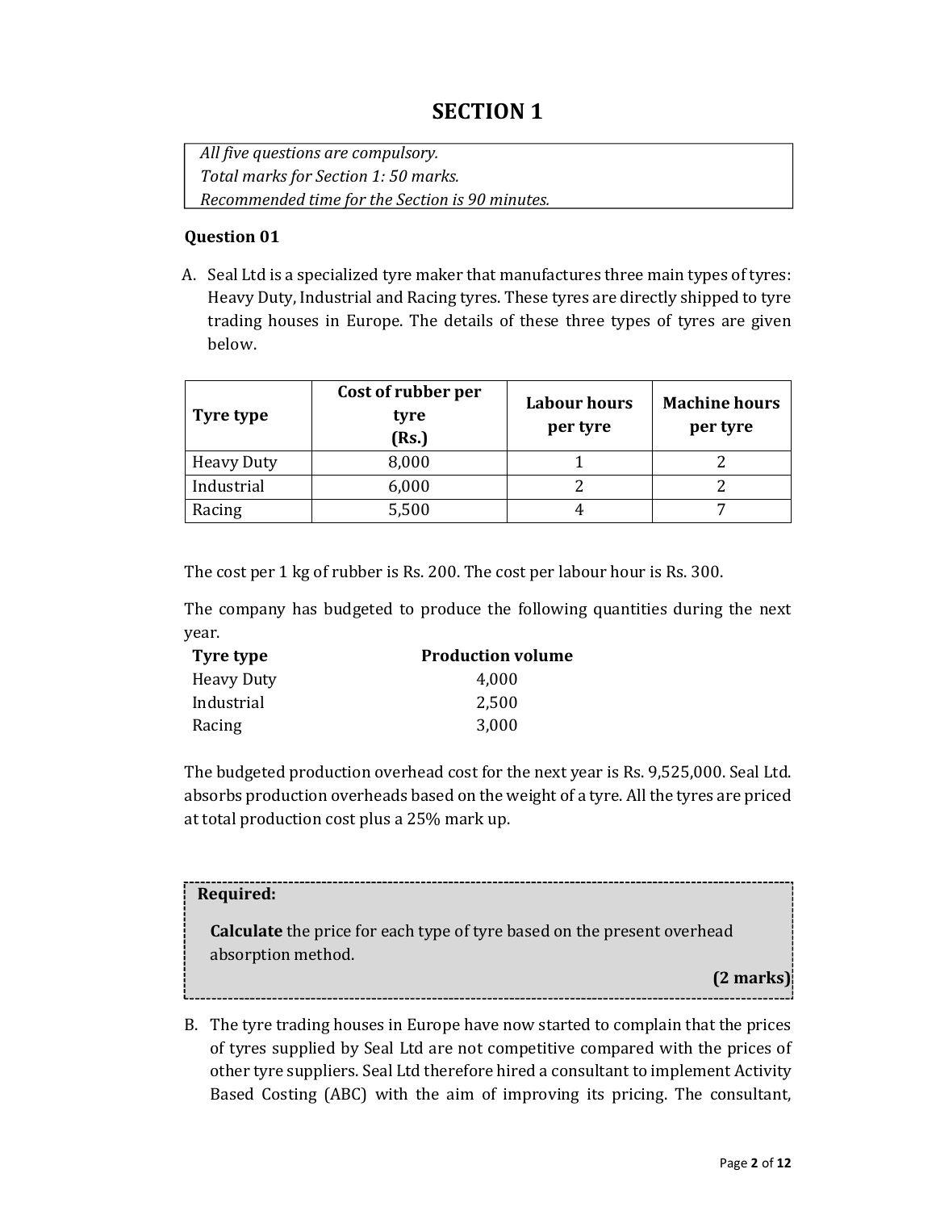# SECTION 1

*All five questions are compulsory.*
*Total marks for Section 1: 50 marks.*
*Recommended time for the Section is 90 minutes.*

**Question 01**

A. Seal Ltd is a specialized tyre maker that manufactures three main types of tyres: Heavy Duty, Industrial and Racing tyres. These tyres are directly shipped to tyre trading houses in Europe. The details of these three types of tyres are given below.

| Tyre type | Cost of rubber per tyre (Rs.) | Labour hours per tyre | Machine hours per tyre |
|---|---|---|---|
| Heavy Duty | 8,000 | 1 | 2 |
| Industrial | 6,000 | 2 | 2 |
| Racing | 5,500 | 4 | 7 |

The cost per 1 kg of rubber is Rs. 200. The cost per labour hour is Rs. 300.

The company has budgeted to produce the following quantities during the next year.

| Tyre type | Production volume |
|---|---|
| Heavy Duty | 4,000 |
| Industrial | 2,500 |
| Racing | 3,000 |

The budgeted production overhead cost for the next year is Rs. 9,525,000. Seal Ltd. absorbs production overheads based on the weight of a tyre. All the tyres are priced at total production cost plus a 25% mark up.

**Required:**

**Calculate** the price for each type of tyre based on the present overhead absorption method.

**(2 marks)**

B. The tyre trading houses in Europe have now started to complain that the prices of tyres supplied by Seal Ltd are not competitive compared with the prices of other tyre suppliers. Seal Ltd therefore hired a consultant to implement Activity Based Costing (ABC) with the aim of improving its pricing. The consultant,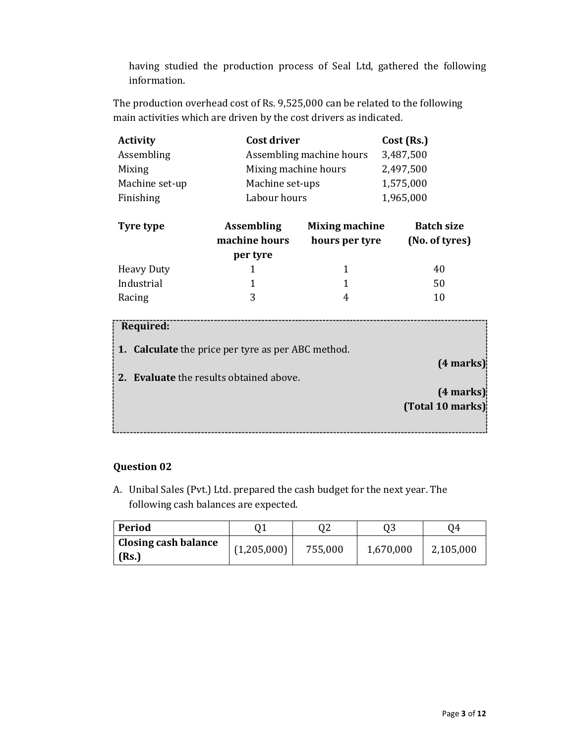having studied the production process of Seal Ltd, gathered the following information.

The production overhead cost of Rs. 9,525,000 can be related to the following main activities which are driven by the cost drivers as indicated.

| Activity | Cost driver | Cost (Rs.) |
|---|---|---|
| Assembling | Assembling machine hours | 3,487,500 |
| Mixing | Mixing machine hours | 2,497,500 |
| Machine set-up | Machine set-ups | 1,575,000 |
| Finishing | Labour hours | 1,965,000 |

| Tyre type | Assembling machine hours per tyre | Mixing machine hours per tyre | Batch size (No. of tyres) |
|---|---|---|---|
| Heavy Duty | 1 | 1 | 40 |
| Industrial | 1 | 1 | 50 |
| Racing | 3 | 4 | 10 |

**Required:**

1. **Calculate** the price per tyre as per ABC method.

**(4 marks)**

2. **Evaluate** the results obtained above.

**(4 marks)**

**(Total 10 marks)**

### Question 02

A. Unibal Sales (Pvt.) Ltd. prepared the cash budget for the next year. The following cash balances are expected.

| Period | Q1 | Q2 | Q3 | Q4 |
|---|---|---|---|---|
| **Closing cash balance (Rs.)** | (1,205,000) | 755,000 | 1,670,000 | 2,105,000 |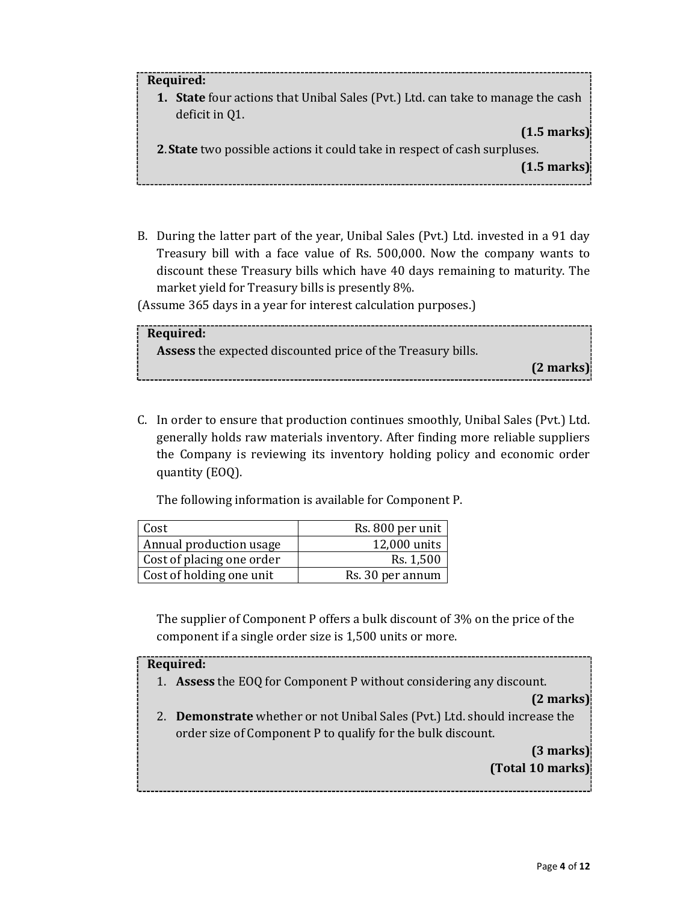**Required:**

1. **State** four actions that Unibal Sales (Pvt.) Ltd. can take to manage the cash deficit in Q1.

**(1.5 marks)**

2. **State** two possible actions it could take in respect of cash surpluses.

**(1.5 marks)**

B. During the latter part of the year, Unibal Sales (Pvt.) Ltd. invested in a 91 day Treasury bill with a face value of Rs. 500,000. Now the company wants to discount these Treasury bills which have 40 days remaining to maturity. The market yield for Treasury bills is presently 8%.

(Assume 365 days in a year for interest calculation purposes.)

**Required:**

**Assess** the expected discounted price of the Treasury bills.

**(2 marks)**

C. In order to ensure that production continues smoothly, Unibal Sales (Pvt.) Ltd. generally holds raw materials inventory. After finding more reliable suppliers the Company is reviewing its inventory holding policy and economic order quantity (EOQ).

The following information is available for Component P.

| | |
|---|---:|
| Cost | Rs. 800 per unit |
| Annual production usage | 12,000 units |
| Cost of placing one order | Rs. 1,500 |
| Cost of holding one unit | Rs. 30 per annum |

The supplier of Component P offers a bulk discount of 3% on the price of the component if a single order size is 1,500 units or more.

**Required:**

1. **Assess** the EOQ for Component P without considering any discount.

**(2 marks)**

2. **Demonstrate** whether or not Unibal Sales (Pvt.) Ltd. should increase the order size of Component P to qualify for the bulk discount.

**(3 marks)**

**(Total 10 marks)**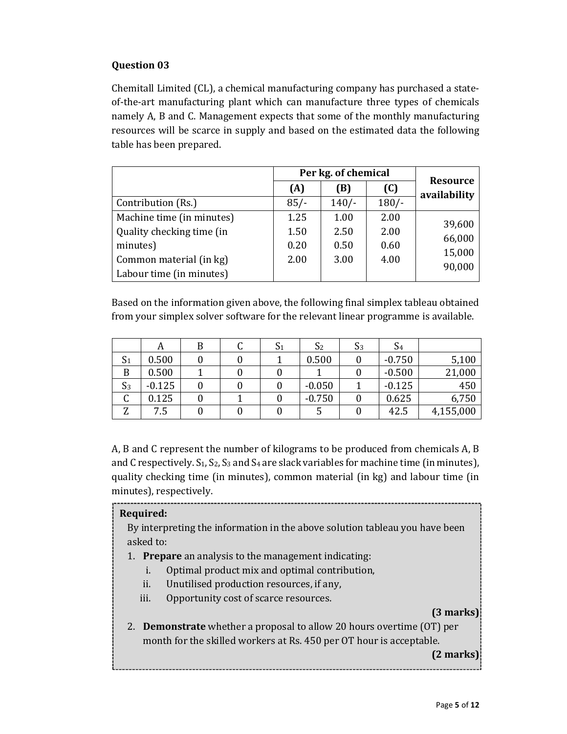## Question 03

Chemitall Limited (CL), a chemical manufacturing company has purchased a state-of-the-art manufacturing plant which can manufacture three types of chemicals namely A, B and C. Management expects that some of the monthly manufacturing resources will be scarce in supply and based on the estimated data the following table has been prepared.

| | Per kg. of chemical | | | Resource availability |
|---|---|---|---|---|
| | (A) | (B) | (C) | |
| Contribution (Rs.) | 85/- | 140/- | 180/- | |
| Machine time (in minutes) | 1.25 | 1.00 | 2.00 | 39,600 |
| Quality checking time (in minutes) | 1.50 | 2.50 | 2.00 | 66,000 |
| Common material (in kg) | 0.20 | 0.50 | 0.60 | 15,000 |
| Labour time (in minutes) | 2.00 | 3.00 | 4.00 | 90,000 |

Based on the information given above, the following final simplex tableau obtained from your simplex solver software for the relevant linear programme is available.

| | A | B | C | $S_1$ | $S_2$ | $S_3$ | $S_4$ | |
|---|---|---|---|---|---|---|---|---|
| $S_1$ | 0.500 | 0 | 0 | 1 | 0.500 | 0 | -0.750 | 5,100 |
| B | 0.500 | 1 | 0 | 0 | 1 | 0 | -0.500 | 21,000 |
| $S_3$ | -0.125 | 0 | 0 | 0 | -0.050 | 1 | -0.125 | 450 |
| C | 0.125 | 0 | 1 | 0 | -0.750 | 0 | 0.625 | 6,750 |
| Z | 7.5 | 0 | 0 | 0 | 5 | 0 | 42.5 | 4,155,000 |

A, B and C represent the number of kilograms to be produced from chemicals A, B and C respectively. $S_1$, $S_2$, $S_3$ and $S_4$ are slack variables for machine time (in minutes), quality checking time (in minutes), common material (in kg) and labour time (in minutes), respectively.

**Required:**

By interpreting the information in the above solution tableau you have been asked to:

1. **Prepare** an analysis to the management indicating:
   i. Optimal product mix and optimal contribution,
   ii. Unutilised production resources, if any,
   iii. Opportunity cost of scarce resources.

   **(3 marks)**

2. **Demonstrate** whether a proposal to allow 20 hours overtime (OT) per month for the skilled workers at Rs. 450 per OT hour is acceptable.

   **(2 marks)**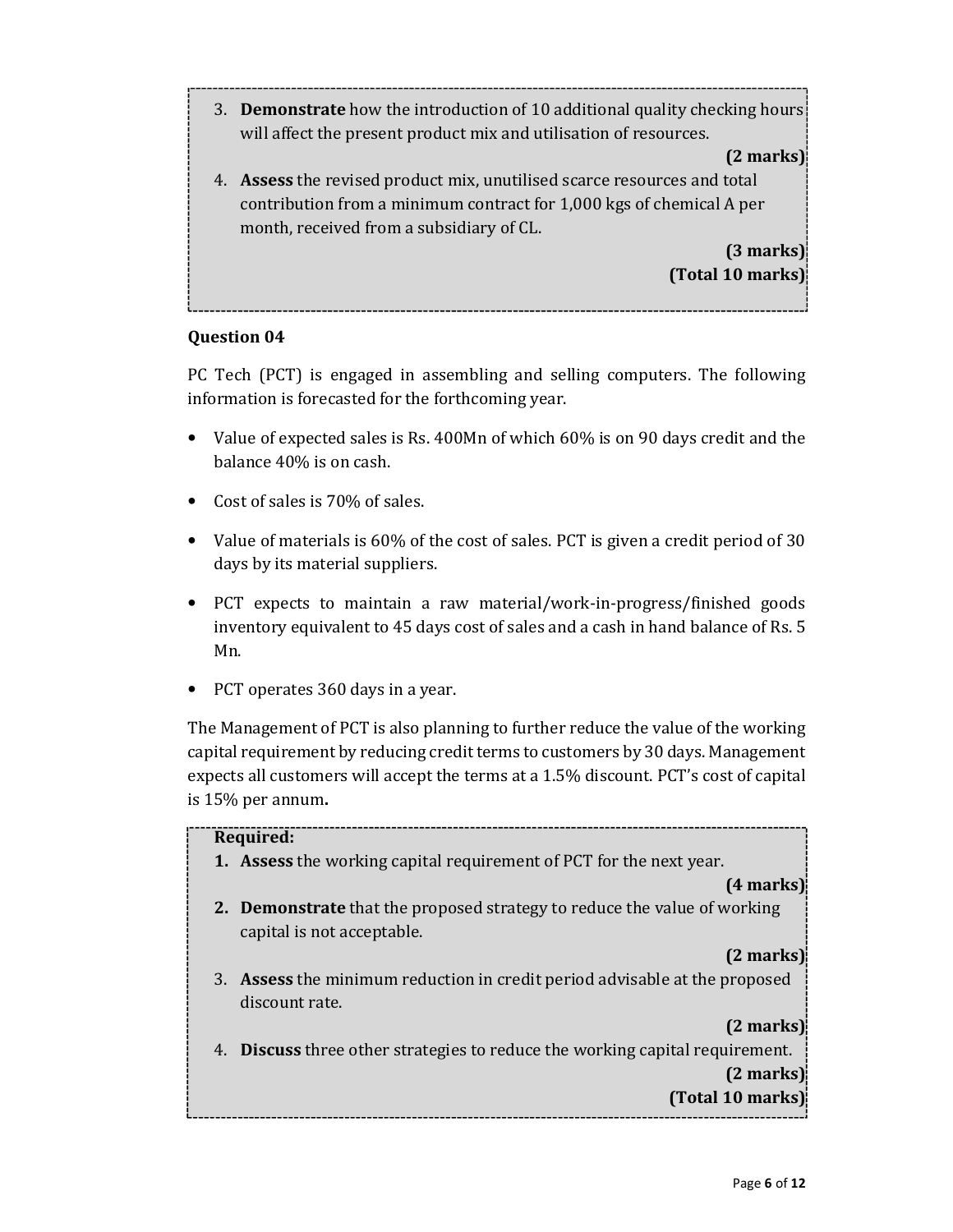3. **Demonstrate** how the introduction of 10 additional quality checking hours will affect the present product mix and utilisation of resources.

   **(2 marks)**

4. **Assess** the revised product mix, unutilised scarce resources and total contribution from a minimum contract for 1,000 kgs of chemical A per month, received from a subsidiary of CL.

   **(3 marks)**

**(Total 10 marks)**

### Question 04

PC Tech (PCT) is engaged in assembling and selling computers. The following information is forecasted for the forthcoming year.

- Value of expected sales is Rs. 400Mn of which 60% is on 90 days credit and the balance 40% is on cash.
- Cost of sales is 70% of sales.
- Value of materials is 60% of the cost of sales. PCT is given a credit period of 30 days by its material suppliers.
- PCT expects to maintain a raw material/work-in-progress/finished goods inventory equivalent to 45 days cost of sales and a cash in hand balance of Rs. 5 Mn.
- PCT operates 360 days in a year.

The Management of PCT is also planning to further reduce the value of the working capital requirement by reducing credit terms to customers by 30 days. Management expects all customers will accept the terms at a 1.5% discount. PCT's cost of capital is 15% per annum**.**

**Required:**

1. **Assess** the working capital requirement of PCT for the next year.

   **(4 marks)**

2. **Demonstrate** that the proposed strategy to reduce the value of working capital is not acceptable.

   **(2 marks)**

3. **Assess** the minimum reduction in credit period advisable at the proposed discount rate.

   **(2 marks)**

4. **Discuss** three other strategies to reduce the working capital requirement.

   **(2 marks)**

**(Total 10 marks)**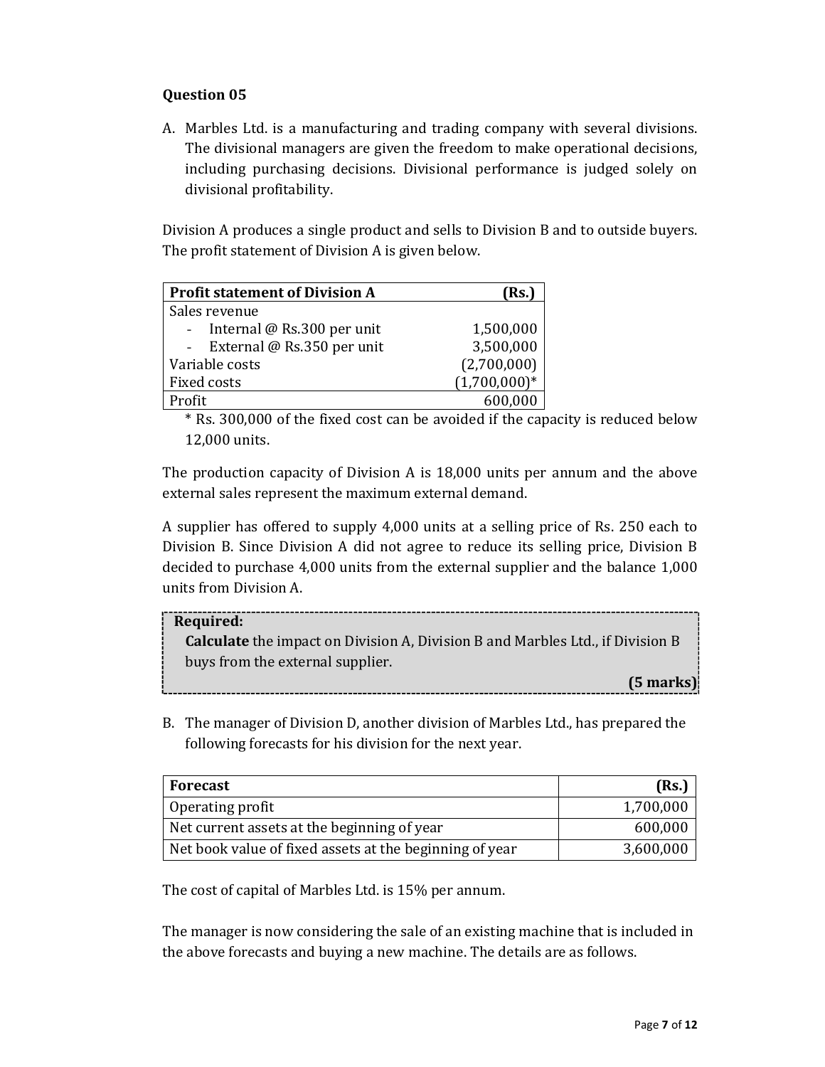## Question 05

A. Marbles Ltd. is a manufacturing and trading company with several divisions. The divisional managers are given the freedom to make operational decisions, including purchasing decisions. Divisional performance is judged solely on divisional profitability.

Division A produces a single product and sells to Division B and to outside buyers. The profit statement of Division A is given below.

| **Profit statement of Division A** | **(Rs.)** |
|---|---|
| Sales revenue | |
| - Internal @ Rs.300 per unit | 1,500,000 |
| - External @ Rs.350 per unit | 3,500,000 |
| Variable costs | (2,700,000) |
| Fixed costs | (1,700,000)* |
| Profit | 600,000 |

\* Rs. 300,000 of the fixed cost can be avoided if the capacity is reduced below 12,000 units.

The production capacity of Division A is 18,000 units per annum and the above external sales represent the maximum external demand.

A supplier has offered to supply 4,000 units at a selling price of Rs. 250 each to Division B. Since Division A did not agree to reduce its selling price, Division B decided to purchase 4,000 units from the external supplier and the balance 1,000 units from Division A.

> **Required:**
> **Calculate** the impact on Division A, Division B and Marbles Ltd., if Division B buys from the external supplier.
>
> **(5 marks)**

B. The manager of Division D, another division of Marbles Ltd., has prepared the following forecasts for his division for the next year.

| **Forecast** | **(Rs.)** |
|---|---|
| Operating profit | 1,700,000 |
| Net current assets at the beginning of year | 600,000 |
| Net book value of fixed assets at the beginning of year | 3,600,000 |

The cost of capital of Marbles Ltd. is 15% per annum.

The manager is now considering the sale of an existing machine that is included in the above forecasts and buying a new machine. The details are as follows.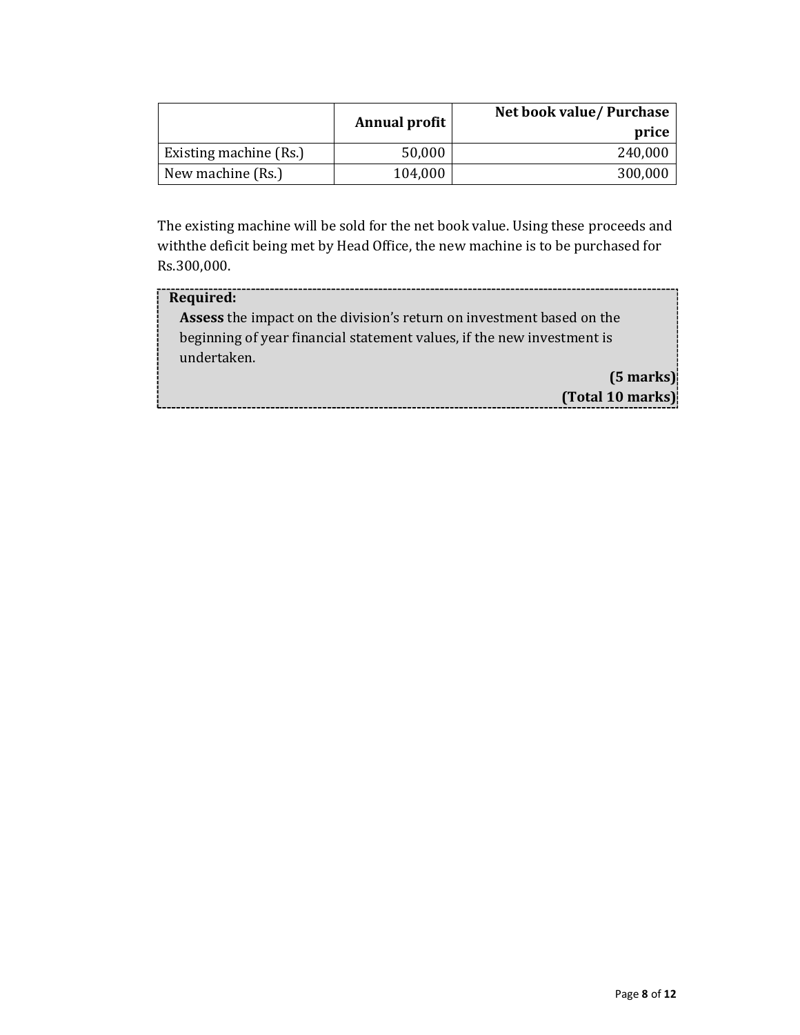| | Annual profit | Net book value/ Purchase price |
|---|---|---|
| Existing machine (Rs.) | 50,000 | 240,000 |
| New machine (Rs.) | 104,000 | 300,000 |

The existing machine will be sold for the net book value. Using these proceeds and withthe deficit being met by Head Office, the new machine is to be purchased for Rs.300,000.

**Required:**

**Assess** the impact on the division's return on investment based on the beginning of year financial statement values, if the new investment is undertaken.

**(5 marks)**

**(Total 10 marks)**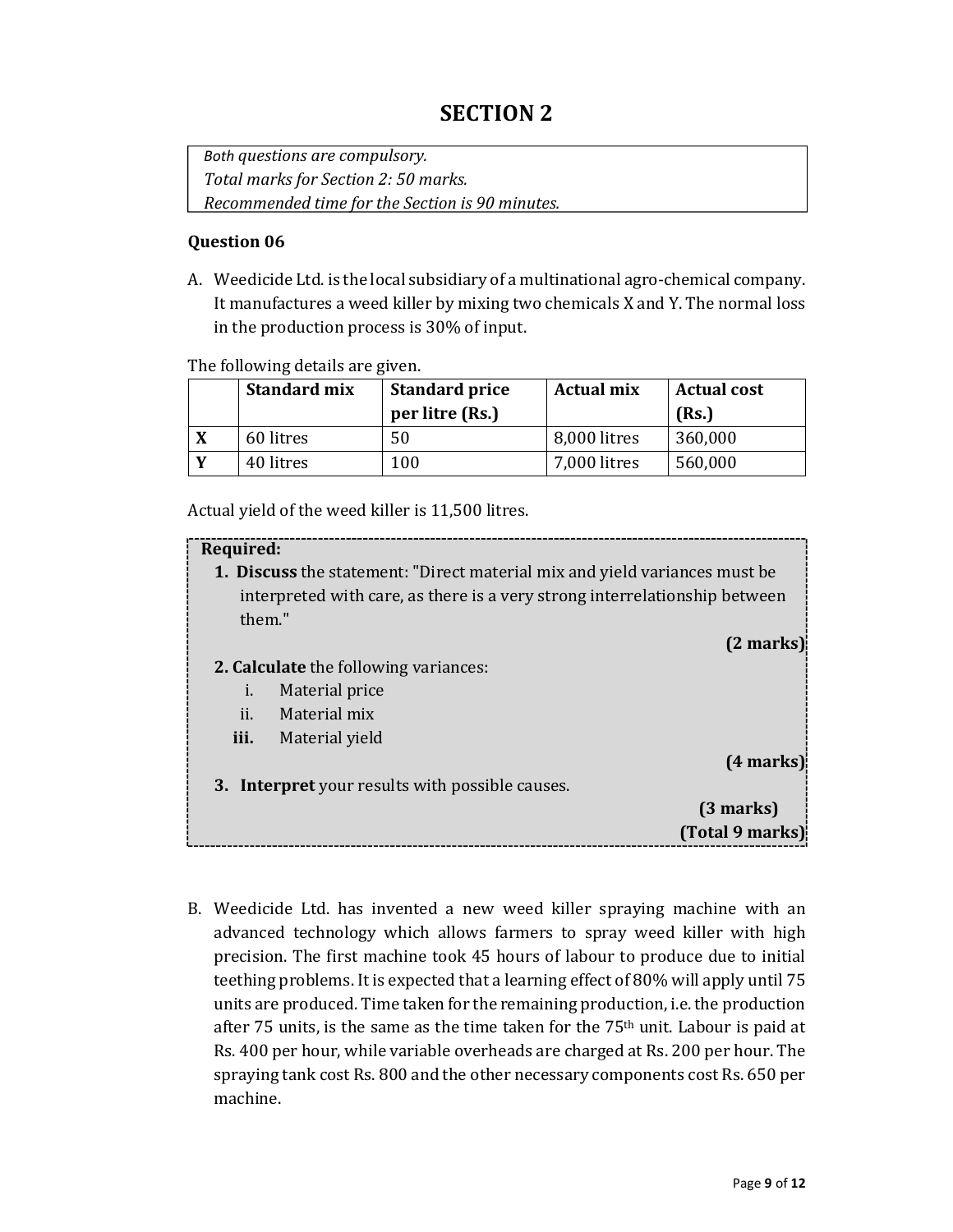# SECTION 2

*Both questions are compulsory.*
*Total marks for Section 2: 50 marks.*
*Recommended time for the Section is 90 minutes.*

### Question 06

A. Weedicide Ltd. is the local subsidiary of a multinational agro-chemical company. It manufactures a weed killer by mixing two chemicals X and Y. The normal loss in the production process is 30% of input.

The following details are given.

| | Standard mix | Standard price per litre (Rs.) | Actual mix | Actual cost (Rs.) |
|---|---|---|---|---|
| **X** | 60 litres | 50 | 8,000 litres | 360,000 |
| **Y** | 40 litres | 100 | 7,000 litres | 560,000 |

Actual yield of the weed killer is 11,500 litres.

**Required:**

1. **Discuss** the statement: "Direct material mix and yield variances must be interpreted with care, as there is a very strong interrelationship between them."
   **(2 marks)**
2. **Calculate** the following variances:
   i. Material price
   ii. Material mix
   **iii.** Material yield
   **(4 marks)**
3. **Interpret** your results with possible causes.
   **(3 marks)**
   **(Total 9 marks)**

B. Weedicide Ltd. has invented a new weed killer spraying machine with an advanced technology which allows farmers to spray weed killer with high precision. The first machine took 45 hours of labour to produce due to initial teething problems. It is expected that a learning effect of 80% will apply until 75 units are produced. Time taken for the remaining production, i.e. the production after 75 units, is the same as the time taken for the 75th unit. Labour is paid at Rs. 400 per hour, while variable overheads are charged at Rs. 200 per hour. The spraying tank cost Rs. 800 and the other necessary components cost Rs. 650 per machine.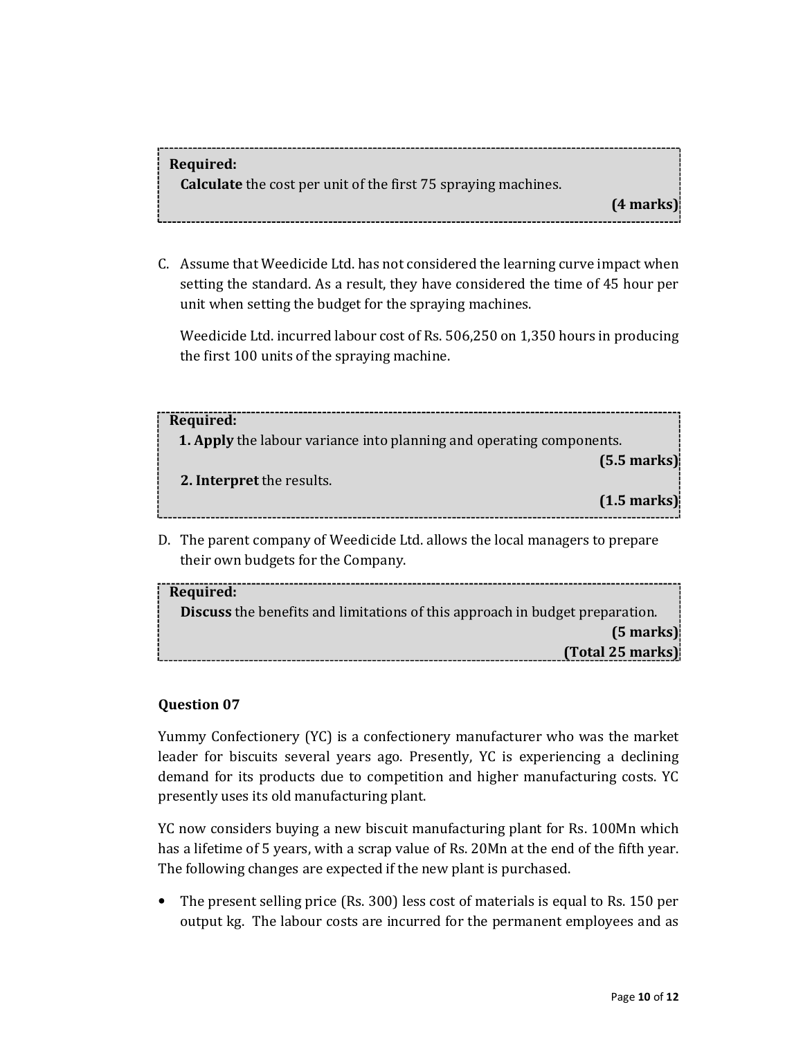> **Required:**
> **Calculate** the cost per unit of the first 75 spraying machines.
> **(4 marks)**

C. Assume that Weedicide Ltd. has not considered the learning curve impact when setting the standard. As a result, they have considered the time of 45 hour per unit when setting the budget for the spraying machines.

   Weedicide Ltd. incurred labour cost of Rs. 506,250 on 1,350 hours in producing the first 100 units of the spraying machine.

> **Required:**
> **1. Apply** the labour variance into planning and operating components.
> **(5.5 marks)**
> **2. Interpret** the results.
> **(1.5 marks)**

D. The parent company of Weedicide Ltd. allows the local managers to prepare their own budgets for the Company.

> **Required:**
> **Discuss** the benefits and limitations of this approach in budget preparation.
> **(5 marks)**
> **(Total 25 marks)**

**Question 07**

Yummy Confectionery (YC) is a confectionery manufacturer who was the market leader for biscuits several years ago. Presently, YC is experiencing a declining demand for its products due to competition and higher manufacturing costs. YC presently uses its old manufacturing plant.

YC now considers buying a new biscuit manufacturing plant for Rs. 100Mn which has a lifetime of 5 years, with a scrap value of Rs. 20Mn at the end of the fifth year. The following changes are expected if the new plant is purchased.

- The present selling price (Rs. 300) less cost of materials is equal to Rs. 150 per output kg. The labour costs are incurred for the permanent employees and as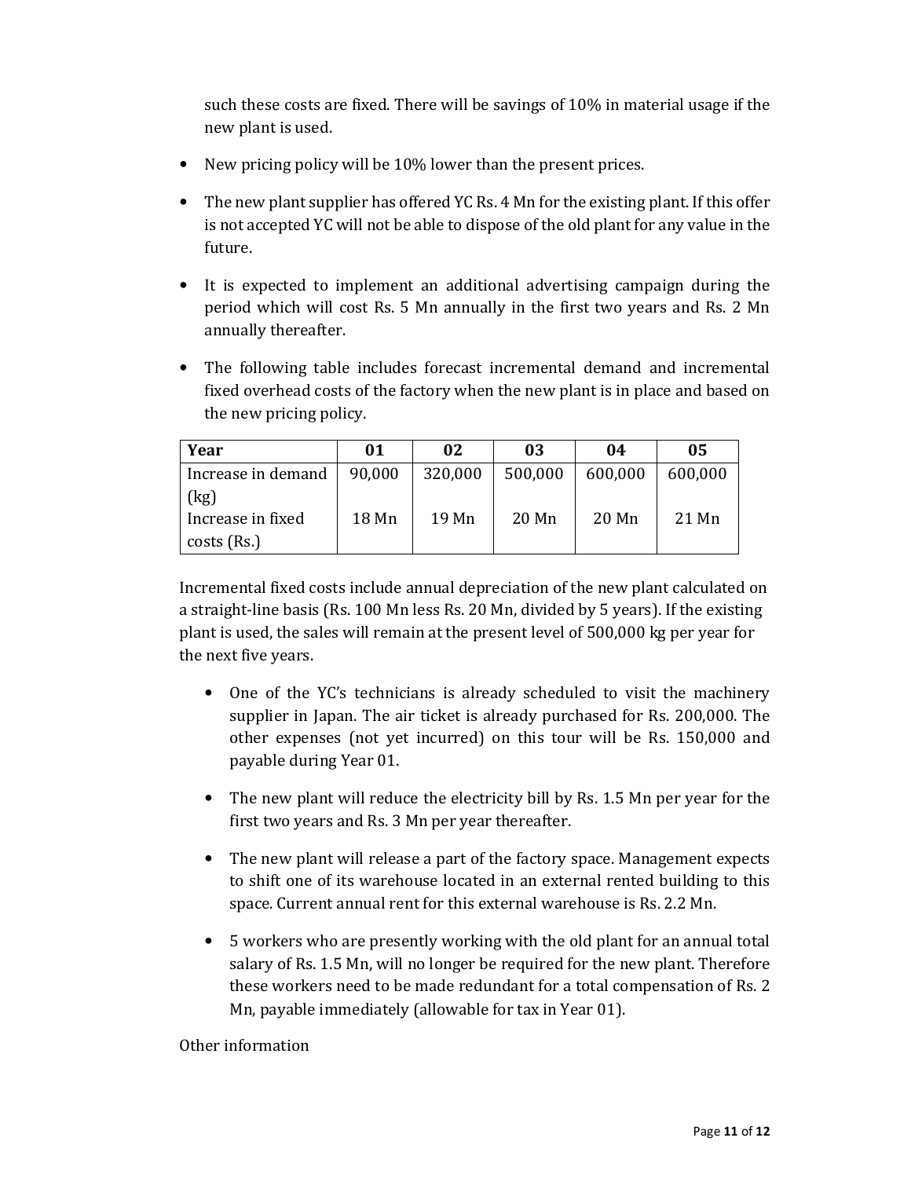such these costs are fixed. There will be savings of 10% in material usage if the new plant is used.

- New pricing policy will be 10% lower than the present prices.
- The new plant supplier has offered YC Rs. 4 Mn for the existing plant. If this offer is not accepted YC will not be able to dispose of the old plant for any value in the future.
- It is expected to implement an additional advertising campaign during the period which will cost Rs. 5 Mn annually in the first two years and Rs. 2 Mn annually thereafter.
- The following table includes forecast incremental demand and incremental fixed overhead costs of the factory when the new plant is in place and based on the new pricing policy.

| Year | 01 | 02 | 03 | 04 | 05 |
|---|---|---|---|---|---|
| Increase in demand (kg) | 90,000 | 320,000 | 500,000 | 600,000 | 600,000 |
| Increase in fixed costs (Rs.) | 18 Mn | 19 Mn | 20 Mn | 20 Mn | 21 Mn |

Incremental fixed costs include annual depreciation of the new plant calculated on a straight-line basis (Rs. 100 Mn less Rs. 20 Mn, divided by 5 years). If the existing plant is used, the sales will remain at the present level of 500,000 kg per year for the next five years.

- One of the YC's technicians is already scheduled to visit the machinery supplier in Japan. The air ticket is already purchased for Rs. 200,000. The other expenses (not yet incurred) on this tour will be Rs. 150,000 and payable during Year 01.
- The new plant will reduce the electricity bill by Rs. 1.5 Mn per year for the first two years and Rs. 3 Mn per year thereafter.
- The new plant will release a part of the factory space. Management expects to shift one of its warehouse located in an external rented building to this space. Current annual rent for this external warehouse is Rs. 2.2 Mn.
- 5 workers who are presently working with the old plant for an annual total salary of Rs. 1.5 Mn, will no longer be required for the new plant. Therefore these workers need to be made redundant for a total compensation of Rs. 2 Mn, payable immediately (allowable for tax in Year 01).

Other information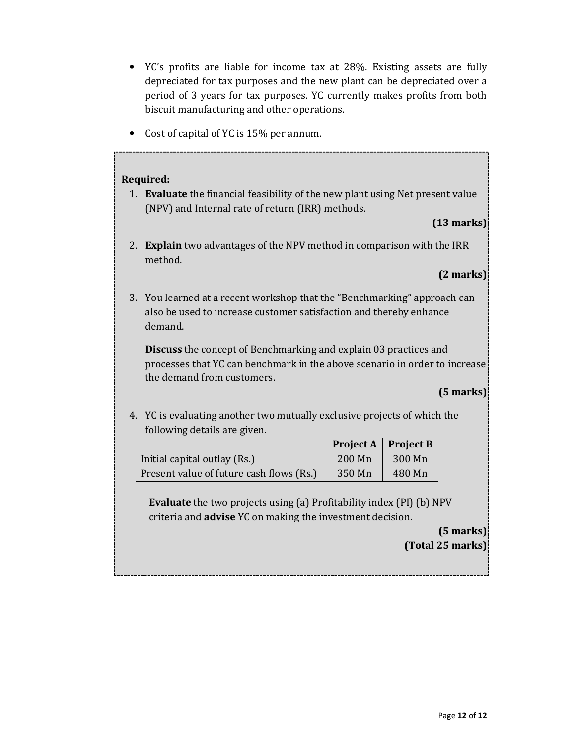- YC's profits are liable for income tax at 28%. Existing assets are fully depreciated for tax purposes and the new plant can be depreciated over a period of 3 years for tax purposes. YC currently makes profits from both biscuit manufacturing and other operations.

- Cost of capital of YC is 15% per annum.

**Required:**

1. **Evaluate** the financial feasibility of the new plant using Net present value (NPV) and Internal rate of return (IRR) methods.

   **(13 marks)**

2. **Explain** two advantages of the NPV method in comparison with the IRR method.

   **(2 marks)**

3. You learned at a recent workshop that the "Benchmarking" approach can also be used to increase customer satisfaction and thereby enhance demand.

   **Discuss** the concept of Benchmarking and explain 03 practices and processes that YC can benchmark in the above scenario in order to increase the demand from customers.

   **(5 marks)**

4. YC is evaluating another two mutually exclusive projects of which the following details are given.

   | | Project A | Project B |
   |---|---|---|
   | Initial capital outlay (Rs.) | 200 Mn | 300 Mn |
   | Present value of future cash flows (Rs.) | 350 Mn | 480 Mn |

   **Evaluate** the two projects using (a) Profitability index (PI) (b) NPV criteria and **advise** YC on making the investment decision.

   **(5 marks)**

   **(Total 25 marks)**